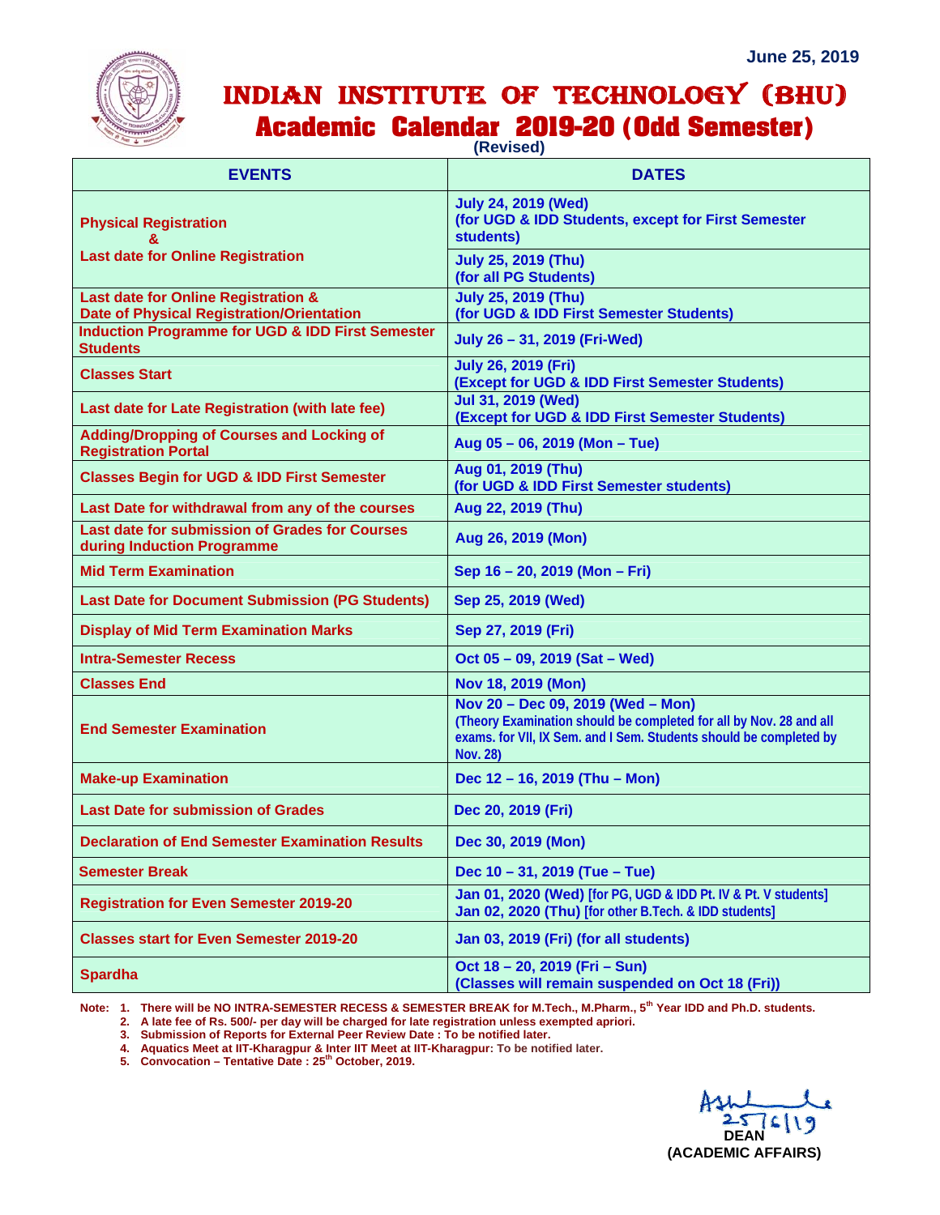June 25, 2019

# INDIAN INSTITUTE OF TECHNOLOGY (BHU)

## Academic Calendar 2019-20 (Odd Semester)

(Revised)

| EVENTS | DATES |
|---|---|
| Physical Registration & Last date for Online Registration | July 24, 2019 (Wed) (for UGD & IDD Students, except for First Semester students) |
| | July 25, 2019 (Thu) (for all PG Students) |
| Last date for Online Registration & Date of Physical Registration/Orientation | July 25, 2019 (Thu) (for UGD & IDD First Semester Students) |
| Induction Programme for UGD & IDD First Semester Students | July 26 – 31, 2019 (Fri-Wed) |
| Classes Start | July 26, 2019 (Fri) (Except for UGD & IDD First Semester Students) |
| Last date for Late Registration (with late fee) | Jul 31, 2019 (Wed) (Except for UGD & IDD First Semester Students) |
| Adding/Dropping of Courses and Locking of Registration Portal | Aug 05 – 06, 2019 (Mon – Tue) |
| Classes Begin for UGD & IDD First Semester | Aug 01, 2019 (Thu) (for UGD & IDD First Semester students) |
| Last Date for withdrawal from any of the courses | Aug 22, 2019 (Thu) |
| Last date for submission of Grades for Courses during Induction Programme | Aug 26, 2019 (Mon) |
| Mid Term Examination | Sep 16 – 20, 2019 (Mon – Fri) |
| Last Date for Document Submission (PG Students) | Sep 25, 2019 (Wed) |
| Display of Mid Term Examination Marks | Sep 27, 2019 (Fri) |
| Intra-Semester Recess | Oct 05 – 09, 2019 (Sat – Wed) |
| Classes End | Nov 18, 2019 (Mon) |
| End Semester Examination | Nov 20 – Dec 09, 2019 (Wed – Mon) (Theory Examination should be completed for all by Nov. 28 and all exams. for VII, IX Sem. and I Sem. Students should be completed by Nov. 28) |
| Make-up Examination | Dec 12 – 16, 2019 (Thu – Mon) |
| Last Date for submission of Grades | Dec 20, 2019 (Fri) |
| Declaration of End Semester Examination Results | Dec 30, 2019 (Mon) |
| Semester Break | Dec 10 – 31, 2019 (Tue – Tue) |
| Registration for Even Semester 2019-20 | Jan 01, 2020 (Wed) [for PG, UGD & IDD Pt. IV & Pt. V students] Jan 02, 2020 (Thu) [for other B.Tech. & IDD students] |
| Classes start for Even Semester 2019-20 | Jan 03, 2019 (Fri) (for all students) |
| Spardha | Oct 18 – 20, 2019 (Fri – Sun) (Classes will remain suspended on Oct 18 (Fri)) |

Note:
1. There will be NO INTRA-SEMESTER RECESS & SEMESTER BREAK for M.Tech., M.Pharm., 5th Year IDD and Ph.D. students.
2. A late fee of Rs. 500/- per day will be charged for late registration unless exempted apriori.
3. Submission of Reports for External Peer Review Date : To be notified later.
4. Aquatics Meet at IIT-Kharagpur & Inter IIT Meet at IIT-Kharagpur: To be notified later.
5. Convocation – Tentative Date : 25th October, 2019.

25/6/19

DEAN
(ACADEMIC AFFAIRS)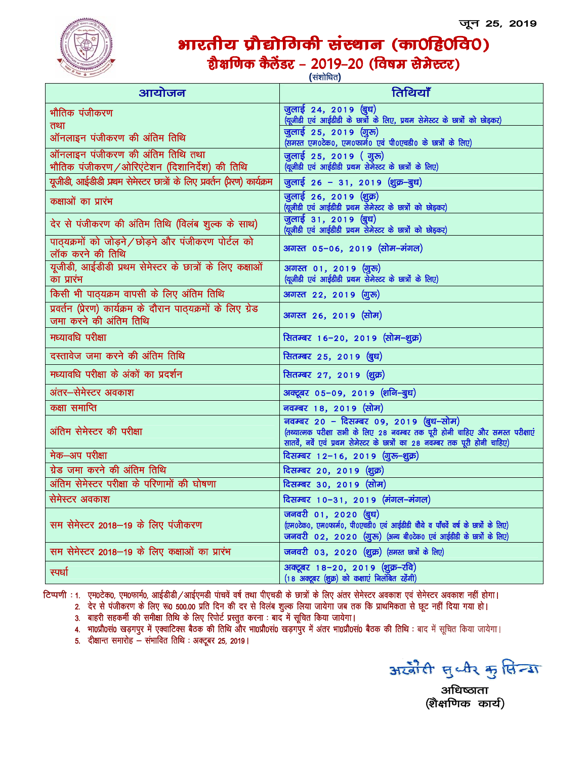जून 25, 2019

# भारतीय प्रौद्योगिकी संस्थान (का0हि0वि0)

## शैक्षणिक कैलेंडर – 2019-20 (विषम सेमेस्टर)

(संशोधित)

| आयोजन | तिथियाँ |
|---|---|
| भौतिक पंजीकरण तथा ऑनलाइन पंजीकरण की अंतिम तिथि | जुलाई 24, 2019 (बुध) (यूजीडी एवं आईडीडी के छात्रों के लिए, प्रथम सेमेस्टर के छात्रों को छोड़कर)<br>जुलाई 25, 2019 (गुरु) (समस्त एम0टेक0, एम0फार्म0 एवं पी0एचडी0 के छात्रों के लिए) |
| ऑनलाइन पंजीकरण की अंतिम तिथि तथा भौतिक पंजीकरण/ओरिएंटेशन (दिशानिर्देश) की तिथि | जुलाई 25, 2019 ( गुरु) (यूजीडी एवं आईडीडी प्रथम सेमेस्टर के छात्रों के लिए) |
| यूजीडी, आईडीडी प्रथम सेमेस्टर छात्रों के लिए प्रवर्तन (प्रेरण) कार्यक्रम | जुलाई 26 – 31, 2019 (शुक्र-बुध) |
| कक्षाओं का प्रारंभ | जुलाई 26, 2019 (शुक्र) (यूजीडी एवं आईडीडी प्रथम सेमेस्टर के छात्रों को छोड़कर) |
| देर से पंजीकरण की अंतिम तिथि (विलंब शुल्क के साथ) | जुलाई 31, 2019 (बुध) (यूजीडी एवं आईडीडी प्रथम सेमेस्टर के छात्रों को छोड़कर) |
| पाठ्यक्रमों को जोड़ने/छोड़ने और पंजीकरण पोर्टल को लॉक करने की तिथि | अगस्त 05-06, 2019 (सोम-मंगल) |
| यूजीडी, आईडीडी प्रथम सेमेस्टर के छात्रों के लिए कक्षाओं का प्रारंभ | अगस्त 01, 2019 (गुरु) (यूजीडी एवं आईडीडी प्रथम सेमेस्टर के छात्रों के लिए) |
| किसी भी पाठ्यक्रम वापसी के लिए अंतिम तिथि | अगस्त 22, 2019 (गुरु) |
| प्रवर्तन (प्रेरण) कार्यक्रम के दौरान पाठ्यक्रमों के लिए ग्रेड जमा करने की अंतिम तिथि | अगस्त 26, 2019 (सोम) |
| मध्यावधि परीक्षा | सितम्बर 16-20, 2019 (सोम-शुक्र) |
| दस्तावेज जमा करने की अंतिम तिथि | सितम्बर 25, 2019 (बुध) |
| मध्यावधि परीक्षा के अंकों का प्रदर्शन | सितम्बर 27, 2019 (शुक्र) |
| अंतर–सेमेस्टर अवकाश | अक्टूबर 05-09, 2019 (शनि-बुध) |
| कक्षा समाप्ति | नवम्बर 18, 2019 (सोम) |
| अंतिम सेमेस्टर की परीक्षा | नवम्बर 20 – दिसम्बर 09, 2019 (बुध-सोम) (तथ्यात्मक परीक्षा सभी के लिए 28 नवम्बर तक पूरी होनी चाहिए और समस्त परीक्षाएं सातवें, नवें एवं प्रथम सेमेस्टर के छात्रों का 28 नवम्बर तक पूरी होनी चाहिए) |
| मेक–अप परीक्षा | दिसम्बर 12-16, 2019 (गुरु-शुक्र) |
| ग्रेड जमा करने की अंतिम तिथि | दिसम्बर 20, 2019 (शुक्र) |
| अंतिम सेमेस्टर परीक्षा के परिणामों की घोषणा | दिसम्बर 30, 2019 (सोम) |
| सेमेस्टर अवकाश | दिसम्बर 10-31, 2019 (मंगल-मंगल) |
| सम सेमेस्टर 2018–19 के लिए पंजीकरण | जनवरी 01, 2020 (बुध) (एम0टेक0, एम0फार्म0, पी0एचडी0 एवं आईडीडी चौथे व पाँचवें वर्ष के छात्रों के लिए)<br>जनवरी 02, 2020 (गुरु) (अन्य बी0टेक0 एवं आईडीडी के छात्रों के लिए) |
| सम सेमेस्टर 2018–19 के लिए कक्षाओं का प्रारंभ | जनवरी 03, 2020 (शुक्र) (समस्त छात्रों के लिए) |
| स्पर्धा | अक्टूबर 18-20, 2019 (शुक्र-रवि) (18 अक्टूबर (शुक्र) को कक्षाएं निलंबित रहेंगी) |

टिप्पणी :
1. एम0टेक0, एम0फार्म0, आईडीडी/आईएमडी पांचवें वर्ष तथा पीएचडी के छात्रों के लिए अंतर सेमेस्टर अवकाश एवं सेमेस्टर अवकाश नहीं होगा।
2. देर से पंजीकरण के लिए रू0 500.00 प्रति दिन की दर से विलंब शुल्क लिया जायेगा जब तक कि प्राथमिकता से छूट नहीं दिया गया हो।
3. बाहरी सहकर्मी की समीक्षा तिथि के लिए रिपोर्ट प्रस्तुत करना : बाद में सूचित किया जायेगा।
4. भा0प्रौ0सं0 खड़गपुर में एक्वाटिक्स बैठक की तिथि और भा0प्रौ0सं0 खड़गपुर में अंतर भा0प्रौ0सं0 बैठक की तिथि : बाद में सूचित किया जायेगा।
5. दीक्षान्त समारोह – संभावित तिथि : अक्टूबर 25, 2019।

अधिष्ठाता
(शैक्षणिक कार्य)